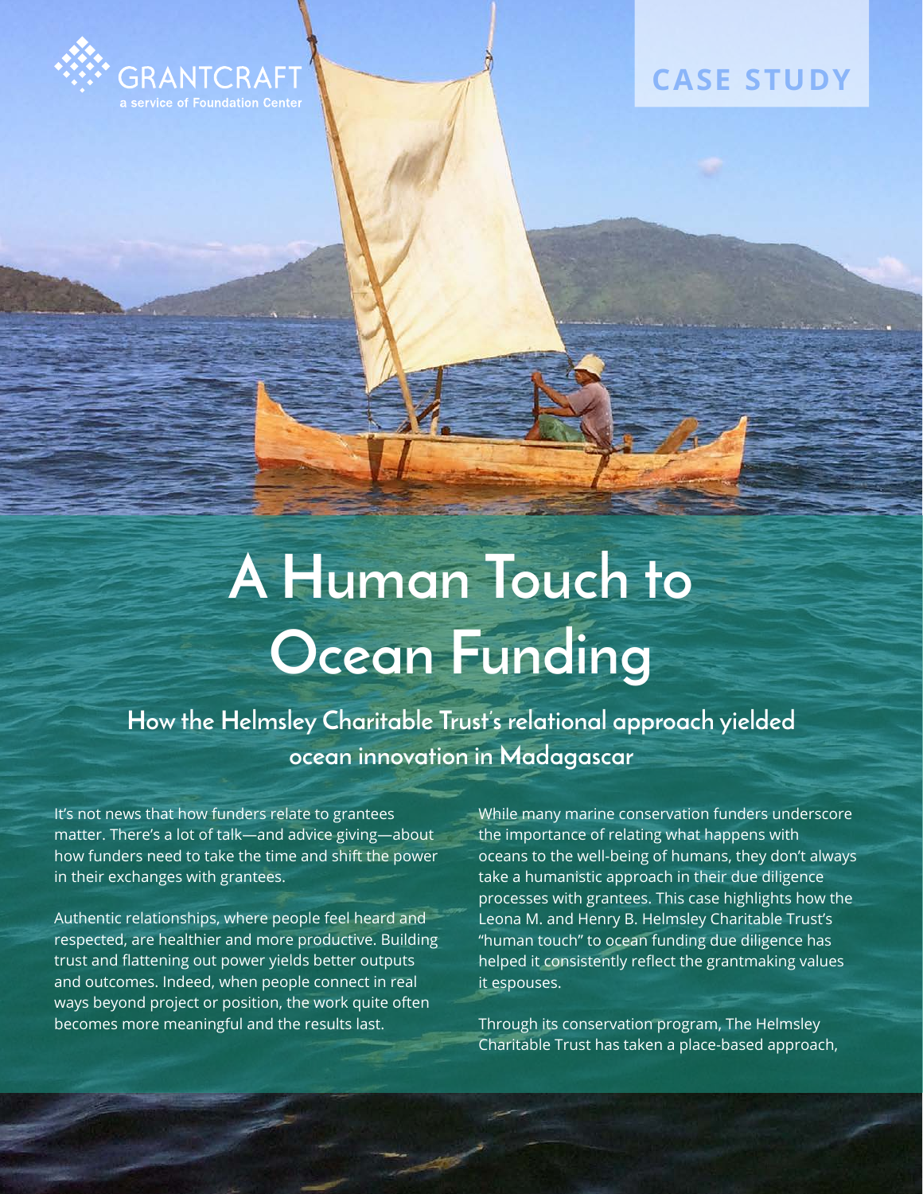GRANTCRAFT
a service of Foundation Center

CASE STUDY

# A Human Touch to Ocean Funding

## How the Helmsley Charitable Trust's relational approach yielded ocean innovation in Madagascar

It's not news that how funders relate to grantees matter. There's a lot of talk—and advice giving—about how funders need to take the time and shift the power in their exchanges with grantees.

Authentic relationships, where people feel heard and respected, are healthier and more productive. Building trust and flattening out power yields better outputs and outcomes. Indeed, when people connect in real ways beyond project or position, the work quite often becomes more meaningful and the results last.

While many marine conservation funders underscore the importance of relating what happens with oceans to the well-being of humans, they don't always take a humanistic approach in their due diligence processes with grantees. This case highlights how the Leona M. and Henry B. Helmsley Charitable Trust's "human touch" to ocean funding due diligence has helped it consistently reflect the grantmaking values it espouses.

Through its conservation program, The Helmsley Charitable Trust has taken a place-based approach,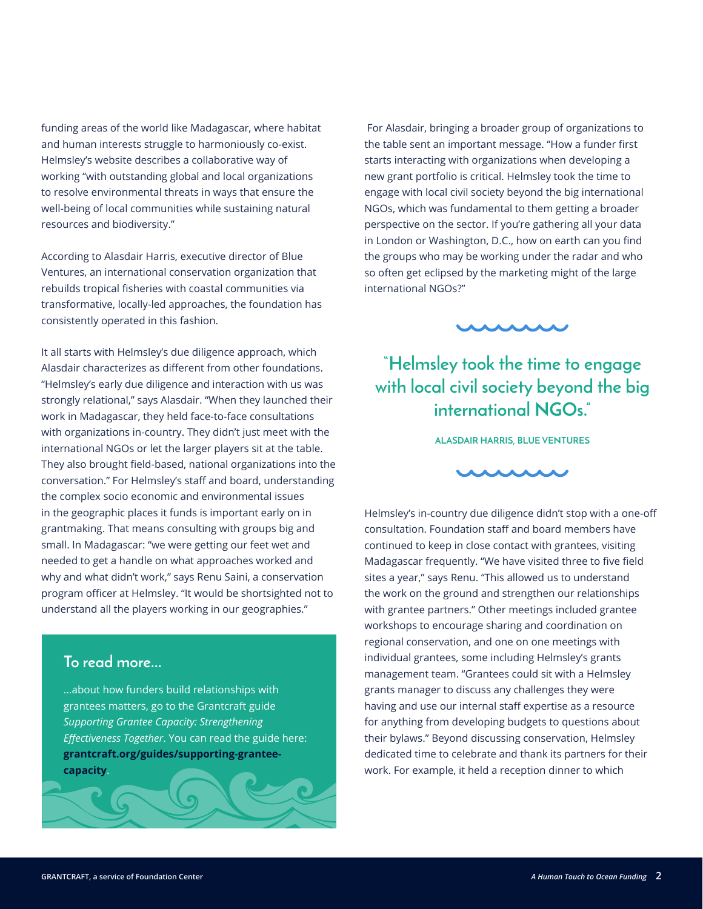funding areas of the world like Madagascar, where habitat and human interests struggle to harmoniously co-exist. Helmsley's website describes a collaborative way of working "with outstanding global and local organizations to resolve environmental threats in ways that ensure the well-being of local communities while sustaining natural resources and biodiversity."

According to Alasdair Harris, executive director of Blue Ventures, an international conservation organization that rebuilds tropical fisheries with coastal communities via transformative, locally-led approaches, the foundation has consistently operated in this fashion.

It all starts with Helmsley's due diligence approach, which Alasdair characterizes as different from other foundations. "Helmsley's early due diligence and interaction with us was strongly relational," says Alasdair. "When they launched their work in Madagascar, they held face-to-face consultations with organizations in-country. They didn't just meet with the international NGOs or let the larger players sit at the table. They also brought field-based, national organizations into the conversation." For Helmsley's staff and board, understanding the complex socio economic and environmental issues in the geographic places it funds is important early on in grantmaking. That means consulting with groups big and small. In Madagascar: "we were getting our feet wet and needed to get a handle on what approaches worked and why and what didn't work," says Renu Saini, a conservation program officer at Helmsley. "It would be shortsighted not to understand all the players working in our geographies."

### To read more...

...about how funders build relationships with grantees matters, go to the Grantcraft guide *Supporting Grantee Capacity: Strengthening Effectiveness Together*. You can read the guide here: **grantcraft.org/guides/supporting-grantee-capacity**.

For Alasdair, bringing a broader group of organizations to the table sent an important message. "How a funder first starts interacting with organizations when developing a new grant portfolio is critical. Helmsley took the time to engage with local civil society beyond the big international NGOs, which was fundamental to them getting a broader perspective on the sector. If you're gathering all your data in London or Washington, D.C., how on earth can you find the groups who may be working under the radar and who so often get eclipsed by the marketing might of the large international NGOs?"

> "Helmsley took the time to engage with local civil society beyond the big international NGOs."
>
> ALASDAIR HARRIS, BLUE VENTURES

Helmsley's in-country due diligence didn't stop with a one-off consultation. Foundation staff and board members have continued to keep in close contact with grantees, visiting Madagascar frequently. "We have visited three to five field sites a year," says Renu. "This allowed us to understand the work on the ground and strengthen our relationships with grantee partners." Other meetings included grantee workshops to encourage sharing and coordination on regional conservation, and one on one meetings with individual grantees, some including Helmsley's grants management team. "Grantees could sit with a Helmsley grants manager to discuss any challenges they were having and use our internal staff expertise as a resource for anything from developing budgets to questions about their bylaws." Beyond discussing conservation, Helmsley dedicated time to celebrate and thank its partners for their work. For example, it held a reception dinner to which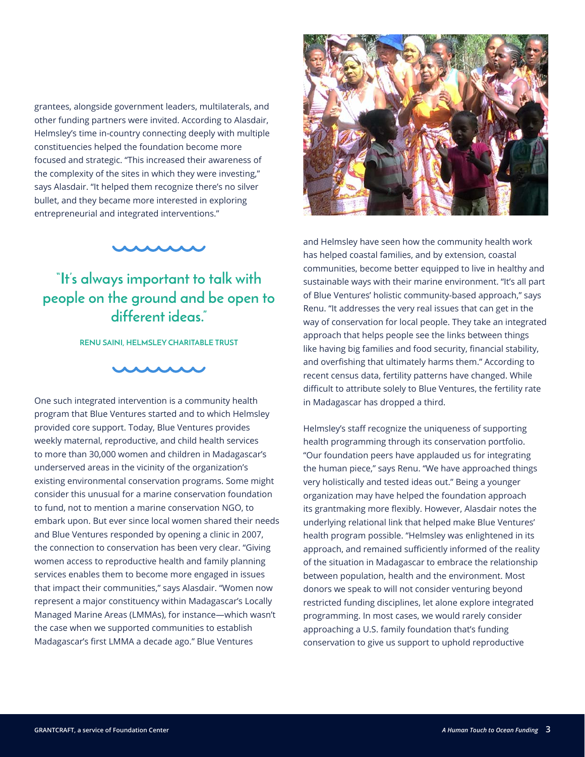grantees, alongside government leaders, multilaterals, and other funding partners were invited. According to Alasdair, Helmsley's time in-country connecting deeply with multiple constituencies helped the foundation become more focused and strategic. "This increased their awareness of the complexity of the sites in which they were investing," says Alasdair. "It helped them recognize there's no silver bullet, and they became more interested in exploring entrepreneurial and integrated interventions."

> "It's always important to talk with people on the ground and be open to different ideas."
>
> **RENU SAINI, HELMSLEY CHARITABLE TRUST**

One such integrated intervention is a community health program that Blue Ventures started and to which Helmsley provided core support. Today, Blue Ventures provides weekly maternal, reproductive, and child health services to more than 30,000 women and children in Madagascar's underserved areas in the vicinity of the organization's existing environmental conservation programs. Some might consider this unusual for a marine conservation foundation to fund, not to mention a marine conservation NGO, to embark upon. But ever since local women shared their needs and Blue Ventures responded by opening a clinic in 2007, the connection to conservation has been very clear. "Giving women access to reproductive health and family planning services enables them to become more engaged in issues that impact their communities," says Alasdair. "Women now represent a major constituency within Madagascar's Locally Managed Marine Areas (LMMAs), for instance—which wasn't the case when we supported communities to establish Madagascar's first LMMA a decade ago." Blue Ventures and Helmsley have seen how the community health work has helped coastal families, and by extension, coastal communities, become better equipped to live in healthy and sustainable ways with their marine environment. "It's all part of Blue Ventures' holistic community-based approach," says Renu. "It addresses the very real issues that can get in the way of conservation for local people. They take an integrated approach that helps people see the links between things like having big families and food security, financial stability, and overfishing that ultimately harms them." According to recent census data, fertility patterns have changed. While difficult to attribute solely to Blue Ventures, the fertility rate in Madagascar has dropped a third.

Helmsley's staff recognize the uniqueness of supporting health programming through its conservation portfolio. "Our foundation peers have applauded us for integrating the human piece," says Renu. "We have approached things very holistically and tested ideas out." Being a younger organization may have helped the foundation approach its grantmaking more flexibly. However, Alasdair notes the underlying relational link that helped make Blue Ventures' health program possible. "Helmsley was enlightened in its approach, and remained sufficiently informed of the reality of the situation in Madagascar to embrace the relationship between population, health and the environment. Most donors we speak to will not consider venturing beyond restricted funding disciplines, let alone explore integrated programming. In most cases, we would rarely consider approaching a U.S. family foundation that's funding conservation to give us support to uphold reproductive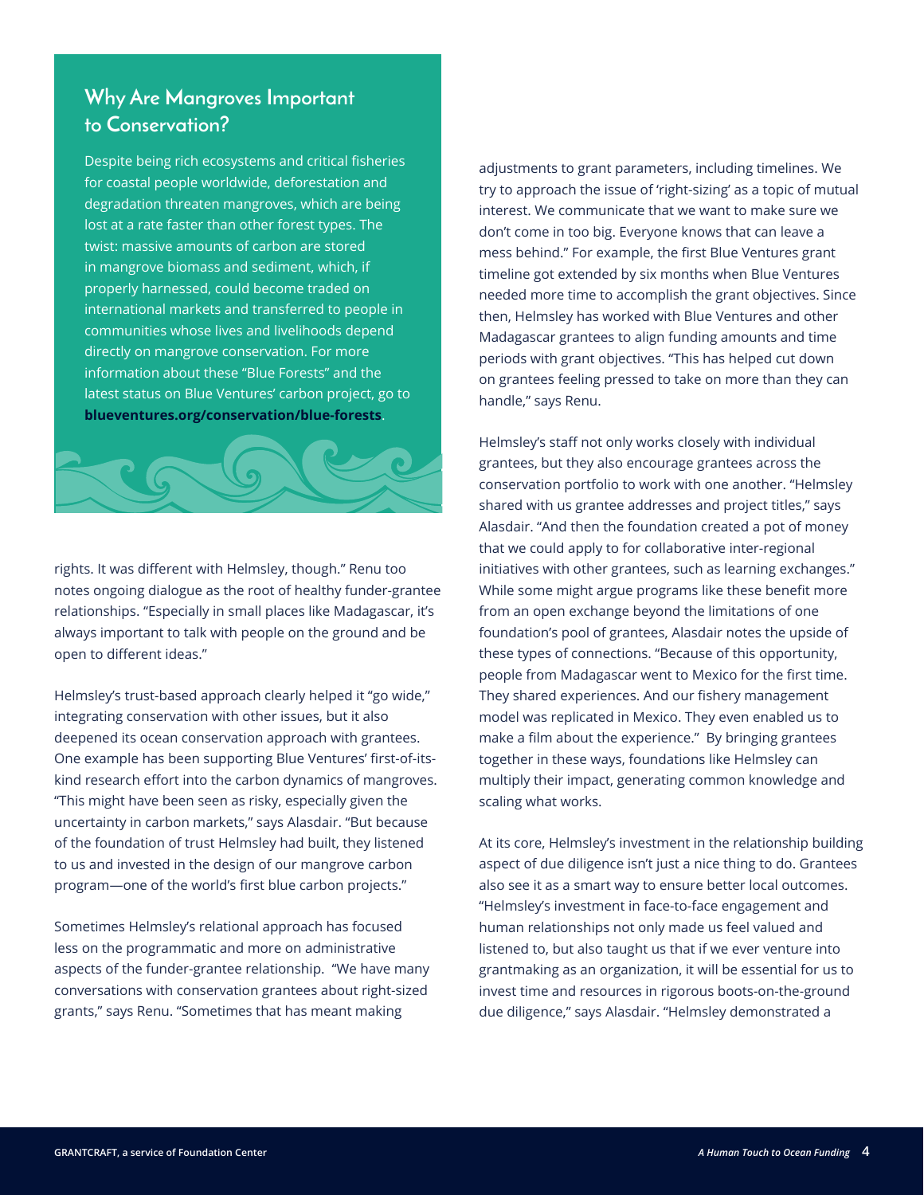## Why Are Mangroves Important to Conservation?

Despite being rich ecosystems and critical fisheries for coastal people worldwide, deforestation and degradation threaten mangroves, which are being lost at a rate faster than other forest types. The twist: massive amounts of carbon are stored in mangrove biomass and sediment, which, if properly harnessed, could become traded on international markets and transferred to people in communities whose lives and livelihoods depend directly on mangrove conservation. For more information about these "Blue Forests" and the latest status on Blue Ventures' carbon project, go to **blueventures.org/conservation/blue-forests**.

rights. It was different with Helmsley, though." Renu too notes ongoing dialogue as the root of healthy funder-grantee relationships. "Especially in small places like Madagascar, it's always important to talk with people on the ground and be open to different ideas."

Helmsley's trust-based approach clearly helped it "go wide," integrating conservation with other issues, but it also deepened its ocean conservation approach with grantees. One example has been supporting Blue Ventures' first-of-its-kind research effort into the carbon dynamics of mangroves. "This might have been seen as risky, especially given the uncertainty in carbon markets," says Alasdair. "But because of the foundation of trust Helmsley had built, they listened to us and invested in the design of our mangrove carbon program—one of the world's first blue carbon projects."

Sometimes Helmsley's relational approach has focused less on the programmatic and more on administrative aspects of the funder-grantee relationship. "We have many conversations with conservation grantees about right-sized grants," says Renu. "Sometimes that has meant making adjustments to grant parameters, including timelines. We try to approach the issue of 'right-sizing' as a topic of mutual interest. We communicate that we want to make sure we don't come in too big. Everyone knows that can leave a mess behind." For example, the first Blue Ventures grant timeline got extended by six months when Blue Ventures needed more time to accomplish the grant objectives. Since then, Helmsley has worked with Blue Ventures and other Madagascar grantees to align funding amounts and time periods with grant objectives. "This has helped cut down on grantees feeling pressed to take on more than they can handle," says Renu.

Helmsley's staff not only works closely with individual grantees, but they also encourage grantees across the conservation portfolio to work with one another. "Helmsley shared with us grantee addresses and project titles," says Alasdair. "And then the foundation created a pot of money that we could apply to for collaborative inter-regional initiatives with other grantees, such as learning exchanges." While some might argue programs like these benefit more from an open exchange beyond the limitations of one foundation's pool of grantees, Alasdair notes the upside of these types of connections. "Because of this opportunity, people from Madagascar went to Mexico for the first time. They shared experiences. And our fishery management model was replicated in Mexico. They even enabled us to make a film about the experience." By bringing grantees together in these ways, foundations like Helmsley can multiply their impact, generating common knowledge and scaling what works.

At its core, Helmsley's investment in the relationship building aspect of due diligence isn't just a nice thing to do. Grantees also see it as a smart way to ensure better local outcomes. "Helmsley's investment in face-to-face engagement and human relationships not only made us feel valued and listened to, but also taught us that if we ever venture into grantmaking as an organization, it will be essential for us to invest time and resources in rigorous boots-on-the-ground due diligence," says Alasdair. "Helmsley demonstrated a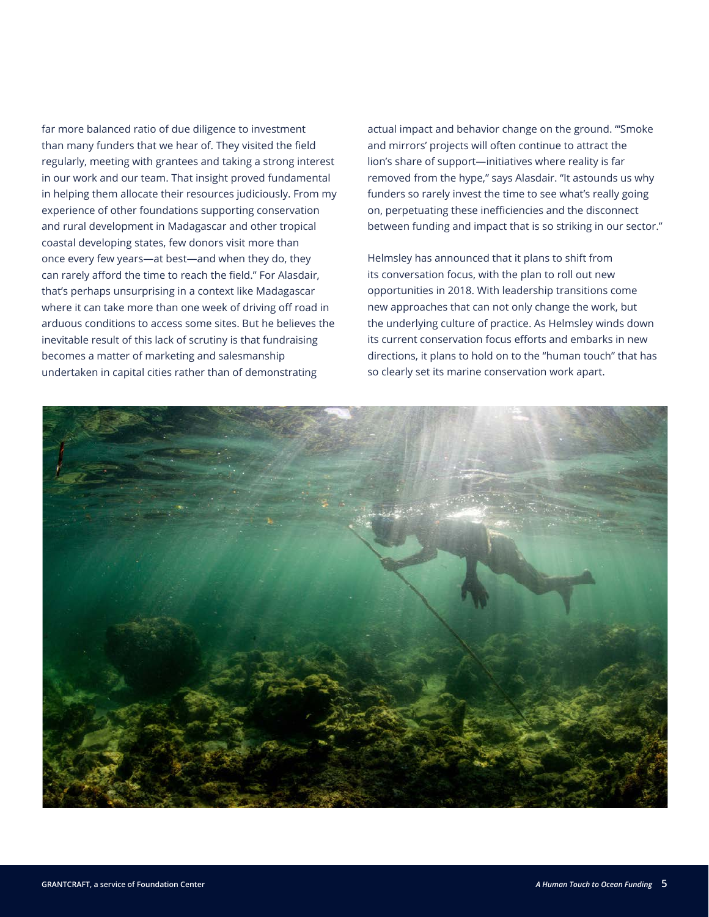far more balanced ratio of due diligence to investment than many funders that we hear of. They visited the field regularly, meeting with grantees and taking a strong interest in our work and our team. That insight proved fundamental in helping them allocate their resources judiciously. From my experience of other foundations supporting conservation and rural development in Madagascar and other tropical coastal developing states, few donors visit more than once every few years—at best—and when they do, they can rarely afford the time to reach the field." For Alasdair, that's perhaps unsurprising in a context like Madagascar where it can take more than one week of driving off road in arduous conditions to access some sites. But he believes the inevitable result of this lack of scrutiny is that fundraising becomes a matter of marketing and salesmanship undertaken in capital cities rather than of demonstrating actual impact and behavior change on the ground. "'Smoke and mirrors' projects will often continue to attract the lion's share of support—initiatives where reality is far removed from the hype," says Alasdair. "It astounds us why funders so rarely invest the time to see what's really going on, perpetuating these inefficiencies and the disconnect between funding and impact that is so striking in our sector."

Helmsley has announced that it plans to shift from its conversation focus, with the plan to roll out new opportunities in 2018. With leadership transitions come new approaches that can not only change the work, but the underlying culture of practice. As Helmsley winds down its current conservation focus efforts and embarks in new directions, it plans to hold on to the "human touch" that has so clearly set its marine conservation work apart.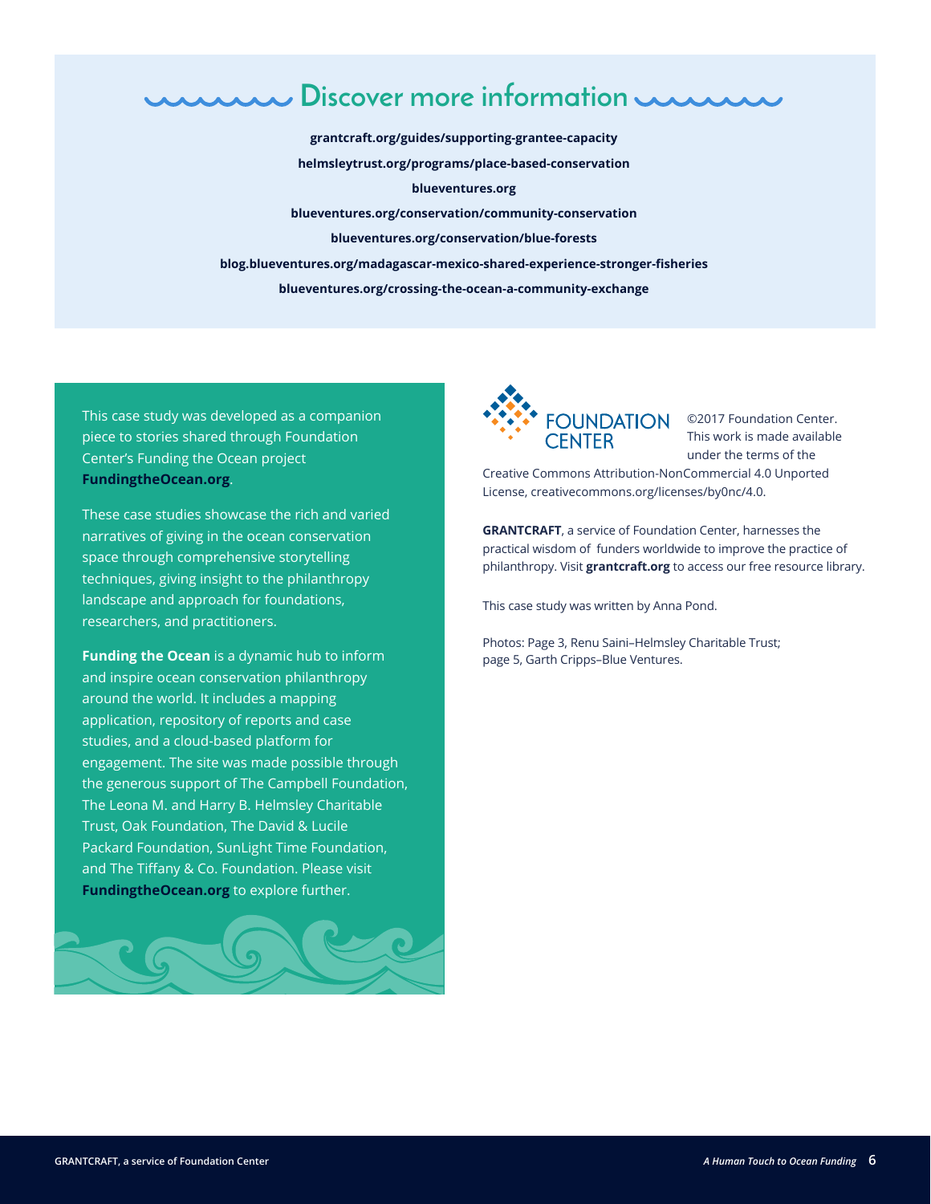## Discover more information

**grantcraft.org/guides/supporting-grantee-capacity**

**helmsleytrust.org/programs/place-based-conservation**

**blueventures.org**

**blueventures.org/conservation/community-conservation**

**blueventures.org/conservation/blue-forests**

**blog.blueventures.org/madagascar-mexico-shared-experience-stronger-fisheries**

**blueventures.org/crossing-the-ocean-a-community-exchange**

This case study was developed as a companion piece to stories shared through Foundation Center's Funding the Ocean project **FundingtheOcean.org**.

These case studies showcase the rich and varied narratives of giving in the ocean conservation space through comprehensive storytelling techniques, giving insight to the philanthropy landscape and approach for foundations, researchers, and practitioners.

**Funding the Ocean** is a dynamic hub to inform and inspire ocean conservation philanthropy around the world. It includes a mapping application, repository of reports and case studies, and a cloud-based platform for engagement. The site was made possible through the generous support of The Campbell Foundation, The Leona M. and Harry B. Helmsley Charitable Trust, Oak Foundation, The David & Lucile Packard Foundation, SunLight Time Foundation, and The Tiffany & Co. Foundation. Please visit **FundingtheOcean.org** to explore further.

FOUNDATION CENTER

©2017 Foundation Center. This work is made available under the terms of the Creative Commons Attribution-NonCommercial 4.0 Unported License, creativecommons.org/licenses/by0nc/4.0.

**GRANTCRAFT**, a service of Foundation Center, harnesses the practical wisdom of funders worldwide to improve the practice of philanthropy. Visit **grantcraft.org** to access our free resource library.

This case study was written by Anna Pond.

Photos: Page 3, Renu Saini–Helmsley Charitable Trust; page 5, Garth Cripps–Blue Ventures.